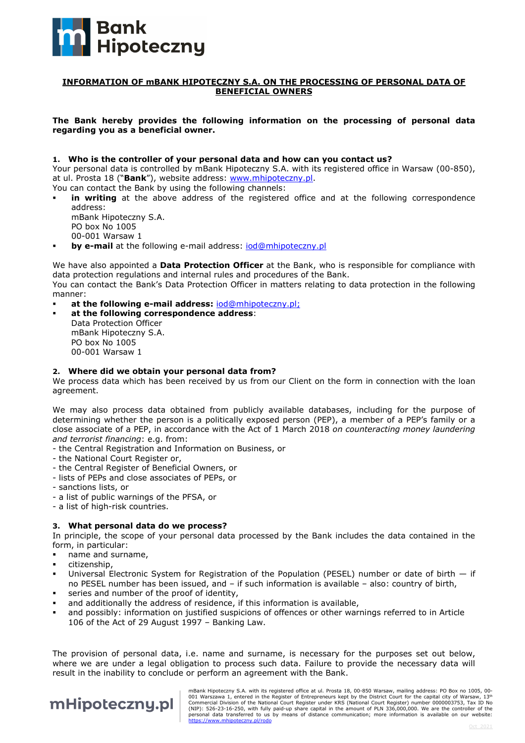# INFORMATION OF mBANK HIPOTECZNY S.A. ON THE PROCESSING OF PERSONAL DATA OF BENEFICIAL OWNERS

**The Bank hereby provides the following information on the processing of personal data regarding you as a beneficial owner.**

### 1. Who is the controller of your personal data and how can you contact us?

Your personal data is controlled by mBank Hipoteczny S.A. with its registered office in Warsaw (00-850), at ul. Prosta 18 ("**Bank**"), website address: www.mhipoteczny.pl.

You can contact the Bank by using the following channels:

- **in writing** at the above address of the registered office and at the following correspondence address:
  mBank Hipoteczny S.A.
  PO box No 1005
  00-001 Warsaw 1
- **by e-mail** at the following e-mail address: iod@mhipoteczny.pl

We have also appointed a **Data Protection Officer** at the Bank, who is responsible for compliance with data protection regulations and internal rules and procedures of the Bank.

You can contact the Bank's Data Protection Officer in matters relating to data protection in the following manner:

- **at the following e-mail address:** iod@mhipoteczny.pl;
- **at the following correspondence address**:
  Data Protection Officer
  mBank Hipoteczny S.A.
  PO box No 1005
  00-001 Warsaw 1

### 2. Where did we obtain your personal data from?

We process data which has been received by us from our Client on the form in connection with the loan agreement.

We may also process data obtained from publicly available databases, including for the purpose of determining whether the person is a politically exposed person (PEP), a member of a PEP's family or a close associate of a PEP, in accordance with the Act of 1 March 2018 *on counteracting money laundering and terrorist financing*: e.g. from:

- the Central Registration and Information on Business, or
- the National Court Register or,
- the Central Register of Beneficial Owners, or
- lists of PEPs and close associates of PEPs, or
- sanctions lists, or
- a list of public warnings of the PFSA, or
- a list of high-risk countries.

### 3. What personal data do we process?

In principle, the scope of your personal data processed by the Bank includes the data contained in the form, in particular:

- name and surname,
- citizenship,
- Universal Electronic System for Registration of the Population (PESEL) number or date of birth — if no PESEL number has been issued, and – if such information is available – also: country of birth,
- series and number of the proof of identity,
- and additionally the address of residence, if this information is available,
- and possibly: information on justified suspicions of offences or other warnings referred to in Article 106 of the Act of 29 August 1997 – Banking Law.

The provision of personal data, i.e. name and surname, is necessary for the purposes set out below, where we are under a legal obligation to process such data. Failure to provide the necessary data will result in the inability to conclude or perform an agreement with the Bank.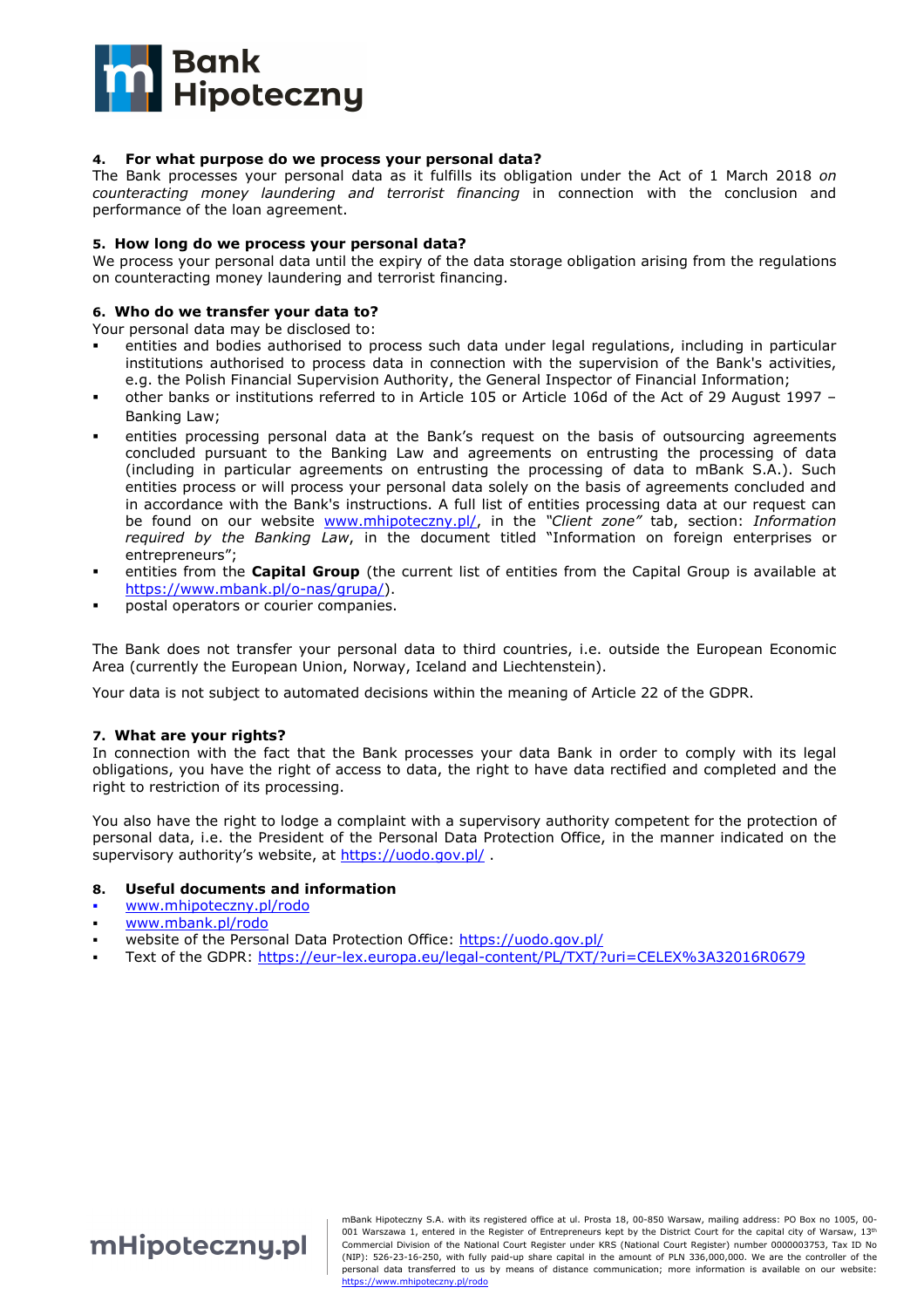#### 4. For what purpose do we process your personal data?

The Bank processes your personal data as it fulfills its obligation under the Act of 1 March 2018 *on counteracting money laundering and terrorist financing* in connection with the conclusion and performance of the loan agreement.

#### 5. How long do we process your personal data?

We process your personal data until the expiry of the data storage obligation arising from the regulations on counteracting money laundering and terrorist financing.

#### 6. Who do we transfer your data to?

Your personal data may be disclosed to:

- entities and bodies authorised to process such data under legal regulations, including in particular institutions authorised to process data in connection with the supervision of the Bank's activities, e.g. the Polish Financial Supervision Authority, the General Inspector of Financial Information;
- other banks or institutions referred to in Article 105 or Article 106d of the Act of 29 August 1997 – Banking Law;
- entities processing personal data at the Bank's request on the basis of outsourcing agreements concluded pursuant to the Banking Law and agreements on entrusting the processing of data (including in particular agreements on entrusting the processing of data to mBank S.A.). Such entities process or will process your personal data solely on the basis of agreements concluded and in accordance with the Bank's instructions. A full list of entities processing data at our request can be found on our website www.mhipoteczny.pl/, in the *"Client zone"* tab, section: *Information required by the Banking Law*, in the document titled "Information on foreign enterprises or entrepreneurs";
- entities from the **Capital Group** (the current list of entities from the Capital Group is available at https://www.mbank.pl/o-nas/grupa/).
- postal operators or courier companies.

The Bank does not transfer your personal data to third countries, i.e. outside the European Economic Area (currently the European Union, Norway, Iceland and Liechtenstein).

Your data is not subject to automated decisions within the meaning of Article 22 of the GDPR.

#### 7. What are your rights?

In connection with the fact that the Bank processes your data Bank in order to comply with its legal obligations, you have the right of access to data, the right to have data rectified and completed and the right to restriction of its processing.

You also have the right to lodge a complaint with a supervisory authority competent for the protection of personal data, i.e. the President of the Personal Data Protection Office, in the manner indicated on the supervisory authority's website, at https://uodo.gov.pl/ .

#### 8. Useful documents and information

- www.mhipoteczny.pl/rodo
- www.mbank.pl/rodo
- website of the Personal Data Protection Office: https://uodo.gov.pl/
- Text of the GDPR: https://eur-lex.europa.eu/legal-content/PL/TXT/?uri=CELEX%3A32016R0679